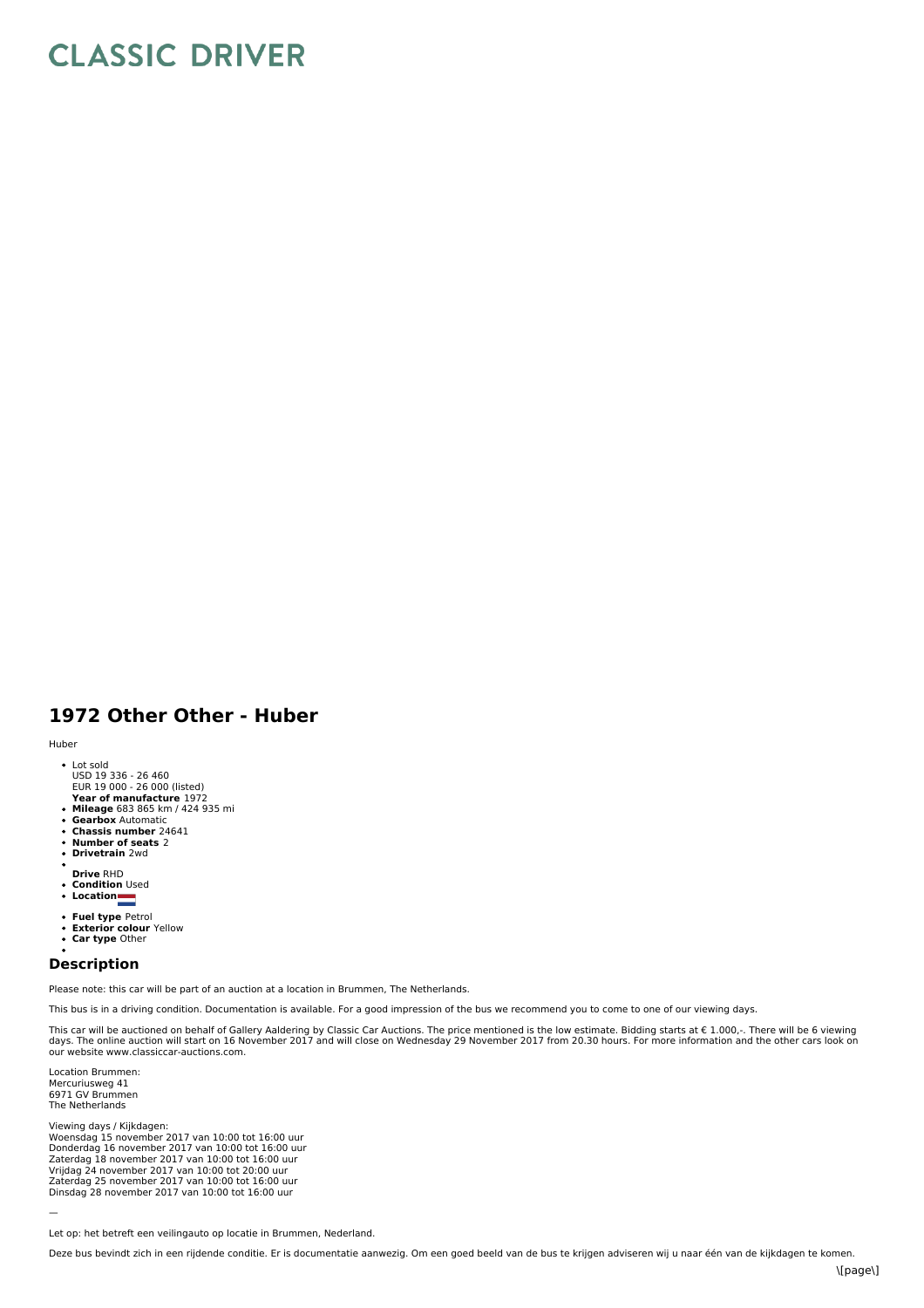# CLASSIC DRIVER

## 1972 Other Other - Huber

Huber

- Lot sold
  USD 19 336 - 26 460
  EUR 19 000 - 26 000 (listed)
  **Year of manufacture** 1972
- **Mileage** 683 865 km / 424 935 mi
- **Gearbox** Automatic
- **Chassis number** 24641
- **Number of seats** 2
- **Drivetrain** 2wd
- 
  **Drive** RHD
- **Condition** Used
- **Location**
- **Fuel type** Petrol
- **Exterior colour** Yellow
- **Car type** Other
- 

## Description

Please note: this car will be part of an auction at a location in Brummen, The Netherlands.

This bus is in a driving condition. Documentation is available. For a good impression of the bus we recommend you to come to one of our viewing days.

This car will be auctioned on behalf of Gallery Aaldering by Classic Car Auctions. The price mentioned is the low estimate. Bidding starts at € 1.000,-. There will be 6 viewing days. The online auction will start on 16 November 2017 and will close on Wednesday 29 November 2017 from 20.30 hours. For more information and the other cars look on our website www.classiccar-auctions.com.

Location Brummen:
Mercuriusweg 41
6971 GV Brummen
The Netherlands

Viewing days / Kijkdagen:
Woensdag 15 november 2017 van 10:00 tot 16:00 uur
Donderdag 16 november 2017 van 10:00 tot 16:00 uur
Zaterdag 18 november 2017 van 10:00 tot 16:00 uur
Vrijdag 24 november 2017 van 10:00 tot 20:00 uur
Zaterdag 25 november 2017 van 10:00 tot 16:00 uur
Dinsdag 28 november 2017 van 10:00 tot 16:00 uur

—

Let op: het betreft een veilingauto op locatie in Brummen, Nederland.

Deze bus bevindt zich in een rijdende conditie. Er is documentatie aanwezig. Om een goed beeld van de bus te krijgen adviseren wij u naar één van de kijkdagen te komen.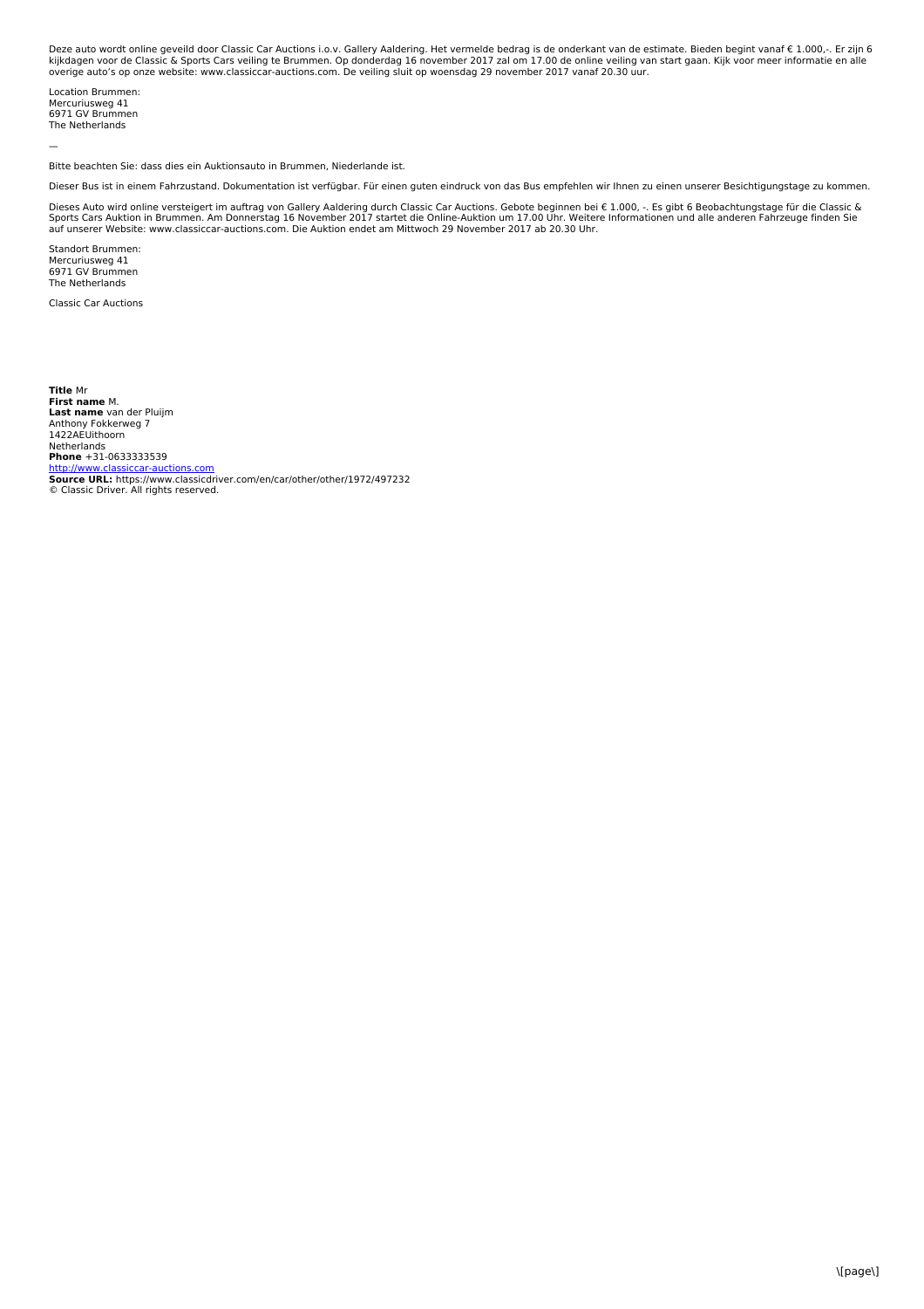Deze auto wordt online geveild door Classic Car Auctions i.o.v. Gallery Aaldering. Het vermelde bedrag is de onderkant van de estimate. Bieden begint vanaf € 1.000,-. Er zijn 6 kijkdagen voor de Classic & Sports Cars veiling te Brummen. Op donderdag 16 november 2017 zal om 17.00 de online veiling van start gaan. Kijk voor meer informatie en alle overige auto's op onze website: www.classiccar-auctions.com. De veiling sluit op woensdag 29 november 2017 vanaf 20.30 uur.

Location Brummen:
Mercuriusweg 41
6971 GV Brummen
The Netherlands

—

Bitte beachten Sie: dass dies ein Auktionsauto in Brummen, Niederlande ist.

Dieser Bus ist in einem Fahrzustand. Dokumentation ist verfügbar. Für einen guten eindruck von das Bus empfehlen wir Ihnen zu einen unserer Besichtigungstage zu kommen.

Dieses Auto wird online versteigert im auftrag von Gallery Aaldering durch Classic Car Auctions. Gebote beginnen bei € 1.000, -. Es gibt 6 Beobachtungstage für die Classic & Sports Cars Auktion in Brummen. Am Donnerstag 16 November 2017 startet die Online-Auktion um 17.00 Uhr. Weitere Informationen und alle anderen Fahrzeuge finden Sie auf unserer Website: www.classiccar-auctions.com. Die Auktion endet am Mittwoch 29 November 2017 ab 20.30 Uhr.

Standort Brummen:
Mercuriusweg 41
6971 GV Brummen
The Netherlands

Classic Car Auctions

**Title** Mr
**First name** M.
**Last name** van der Pluijm
Anthony Fokkerweg 7
1422AEUithoorn
Netherlands
**Phone** +31-0633333539
http://www.classiccar-auctions.com
**Source URL:** https://www.classicdriver.com/en/car/other/other/1972/497232
© Classic Driver. All rights reserved.